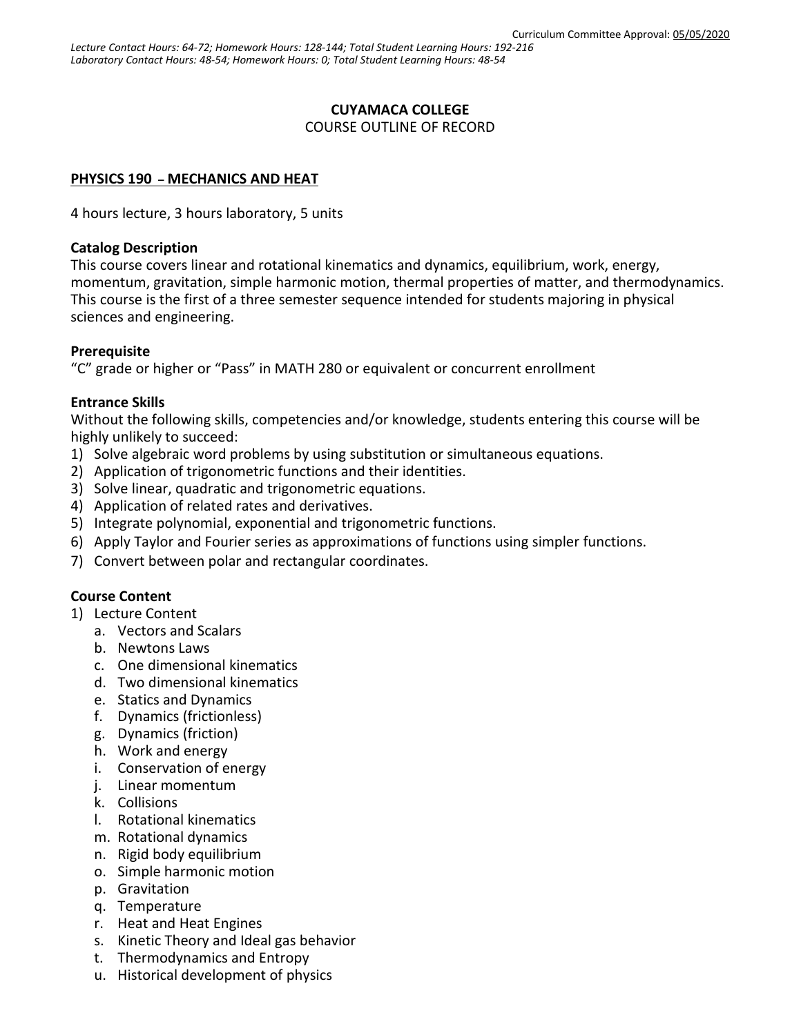Curriculum Committee Approval: 05/05/2020

*Lecture Contact Hours: 64-72; Homework Hours: 128-144; Total Student Learning Hours: 192-216*
*Laboratory Contact Hours: 48-54; Homework Hours: 0; Total Student Learning Hours: 48-54*

**CUYAMACA COLLEGE**
COURSE OUTLINE OF RECORD

**PHYSICS 190 – MECHANICS AND HEAT**

4 hours lecture, 3 hours laboratory, 5 units

**Catalog Description**
This course covers linear and rotational kinematics and dynamics, equilibrium, work, energy, momentum, gravitation, simple harmonic motion, thermal properties of matter, and thermodynamics. This course is the first of a three semester sequence intended for students majoring in physical sciences and engineering.

**Prerequisite**
"C" grade or higher or "Pass" in MATH 280 or equivalent or concurrent enrollment

**Entrance Skills**
Without the following skills, competencies and/or knowledge, students entering this course will be highly unlikely to succeed:

1) Solve algebraic word problems by using substitution or simultaneous equations.
2) Application of trigonometric functions and their identities.
3) Solve linear, quadratic and trigonometric equations.
4) Application of related rates and derivatives.
5) Integrate polynomial, exponential and trigonometric functions.
6) Apply Taylor and Fourier series as approximations of functions using simpler functions.
7) Convert between polar and rectangular coordinates.

**Course Content**

1) Lecture Content
   a. Vectors and Scalars
   b. Newtons Laws
   c. One dimensional kinematics
   d. Two dimensional kinematics
   e. Statics and Dynamics
   f. Dynamics (frictionless)
   g. Dynamics (friction)
   h. Work and energy
   i. Conservation of energy
   j. Linear momentum
   k. Collisions
   l. Rotational kinematics
   m. Rotational dynamics
   n. Rigid body equilibrium
   o. Simple harmonic motion
   p. Gravitation
   q. Temperature
   r. Heat and Heat Engines
   s. Kinetic Theory and Ideal gas behavior
   t. Thermodynamics and Entropy
   u. Historical development of physics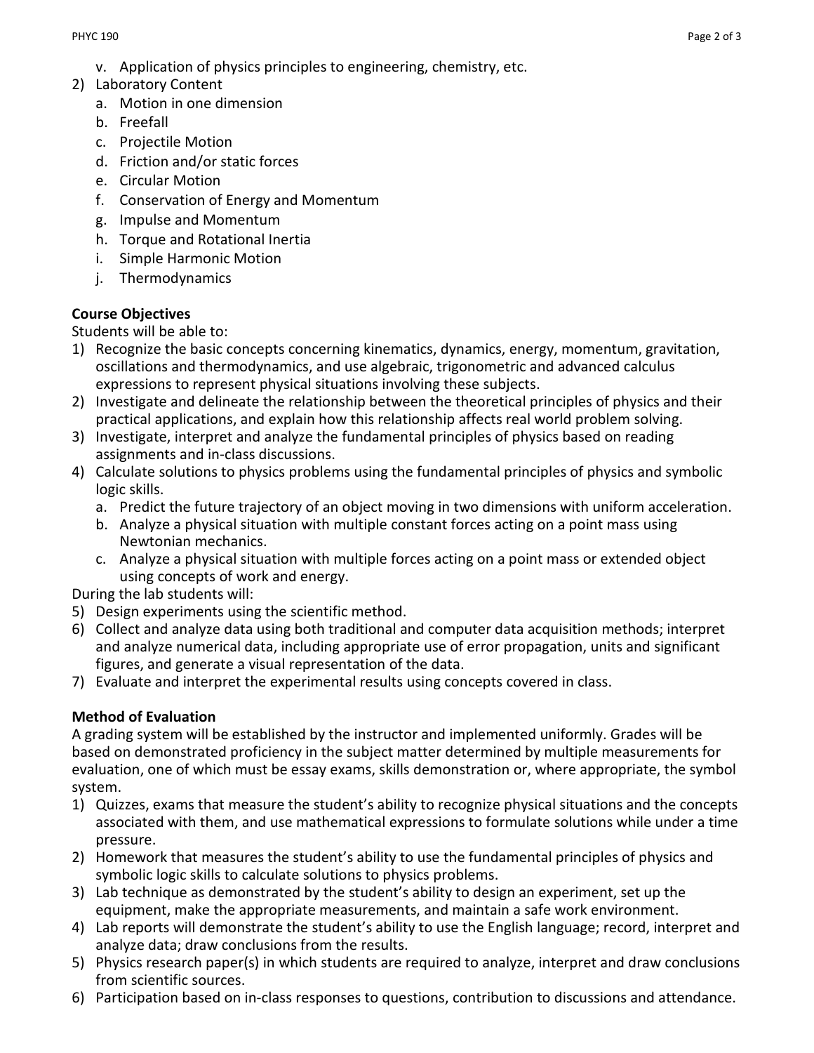v. Application of physics principles to engineering, chemistry, etc.

2) Laboratory Content
   a. Motion in one dimension
   b. Freefall
   c. Projectile Motion
   d. Friction and/or static forces
   e. Circular Motion
   f. Conservation of Energy and Momentum
   g. Impulse and Momentum
   h. Torque and Rotational Inertia
   i. Simple Harmonic Motion
   j. Thermodynamics

**Course Objectives**

Students will be able to:

1) Recognize the basic concepts concerning kinematics, dynamics, energy, momentum, gravitation, oscillations and thermodynamics, and use algebraic, trigonometric and advanced calculus expressions to represent physical situations involving these subjects.
2) Investigate and delineate the relationship between the theoretical principles of physics and their practical applications, and explain how this relationship affects real world problem solving.
3) Investigate, interpret and analyze the fundamental principles of physics based on reading assignments and in-class discussions.
4) Calculate solutions to physics problems using the fundamental principles of physics and symbolic logic skills.
   a. Predict the future trajectory of an object moving in two dimensions with uniform acceleration.
   b. Analyze a physical situation with multiple constant forces acting on a point mass using Newtonian mechanics.
   c. Analyze a physical situation with multiple forces acting on a point mass or extended object using concepts of work and energy.

During the lab students will:

5) Design experiments using the scientific method.
6) Collect and analyze data using both traditional and computer data acquisition methods; interpret and analyze numerical data, including appropriate use of error propagation, units and significant figures, and generate a visual representation of the data.
7) Evaluate and interpret the experimental results using concepts covered in class.

**Method of Evaluation**

A grading system will be established by the instructor and implemented uniformly. Grades will be based on demonstrated proficiency in the subject matter determined by multiple measurements for evaluation, one of which must be essay exams, skills demonstration or, where appropriate, the symbol system.

1) Quizzes, exams that measure the student's ability to recognize physical situations and the concepts associated with them, and use mathematical expressions to formulate solutions while under a time pressure.
2) Homework that measures the student's ability to use the fundamental principles of physics and symbolic logic skills to calculate solutions to physics problems.
3) Lab technique as demonstrated by the student's ability to design an experiment, set up the equipment, make the appropriate measurements, and maintain a safe work environment.
4) Lab reports will demonstrate the student's ability to use the English language; record, interpret and analyze data; draw conclusions from the results.
5) Physics research paper(s) in which students are required to analyze, interpret and draw conclusions from scientific sources.
6) Participation based on in-class responses to questions, contribution to discussions and attendance.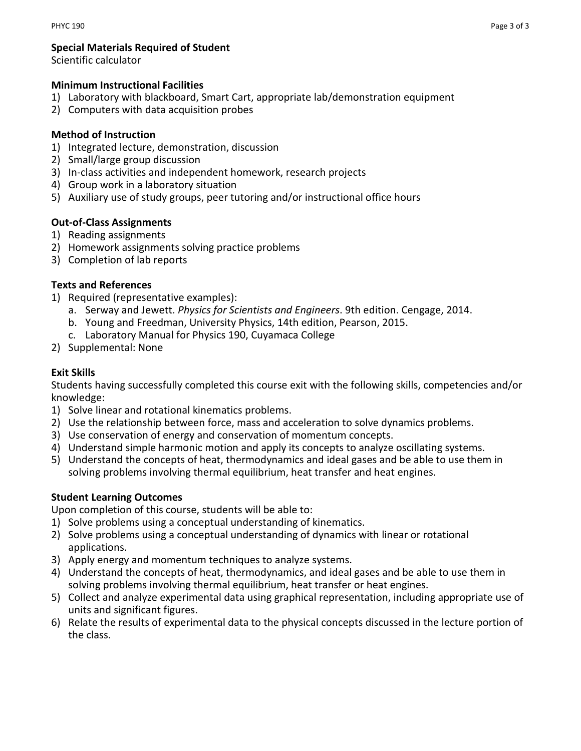**Special Materials Required of Student**
Scientific calculator

**Minimum Instructional Facilities**
1) Laboratory with blackboard, Smart Cart, appropriate lab/demonstration equipment
2) Computers with data acquisition probes

**Method of Instruction**
1) Integrated lecture, demonstration, discussion
2) Small/large group discussion
3) In-class activities and independent homework, research projects
4) Group work in a laboratory situation
5) Auxiliary use of study groups, peer tutoring and/or instructional office hours

**Out-of-Class Assignments**
1) Reading assignments
2) Homework assignments solving practice problems
3) Completion of lab reports

**Texts and References**
1) Required (representative examples):
   a. Serway and Jewett. *Physics for Scientists and Engineers*. 9th edition. Cengage, 2014.
   b. Young and Freedman, University Physics, 14th edition, Pearson, 2015.
   c. Laboratory Manual for Physics 190, Cuyamaca College
2) Supplemental: None

**Exit Skills**
Students having successfully completed this course exit with the following skills, competencies and/or knowledge:
1) Solve linear and rotational kinematics problems.
2) Use the relationship between force, mass and acceleration to solve dynamics problems.
3) Use conservation of energy and conservation of momentum concepts.
4) Understand simple harmonic motion and apply its concepts to analyze oscillating systems.
5) Understand the concepts of heat, thermodynamics and ideal gases and be able to use them in solving problems involving thermal equilibrium, heat transfer and heat engines.

**Student Learning Outcomes**
Upon completion of this course, students will be able to:
1) Solve problems using a conceptual understanding of kinematics.
2) Solve problems using a conceptual understanding of dynamics with linear or rotational applications.
3) Apply energy and momentum techniques to analyze systems.
4) Understand the concepts of heat, thermodynamics, and ideal gases and be able to use them in solving problems involving thermal equilibrium, heat transfer or heat engines.
5) Collect and analyze experimental data using graphical representation, including appropriate use of units and significant figures.
6) Relate the results of experimental data to the physical concepts discussed in the lecture portion of the class.